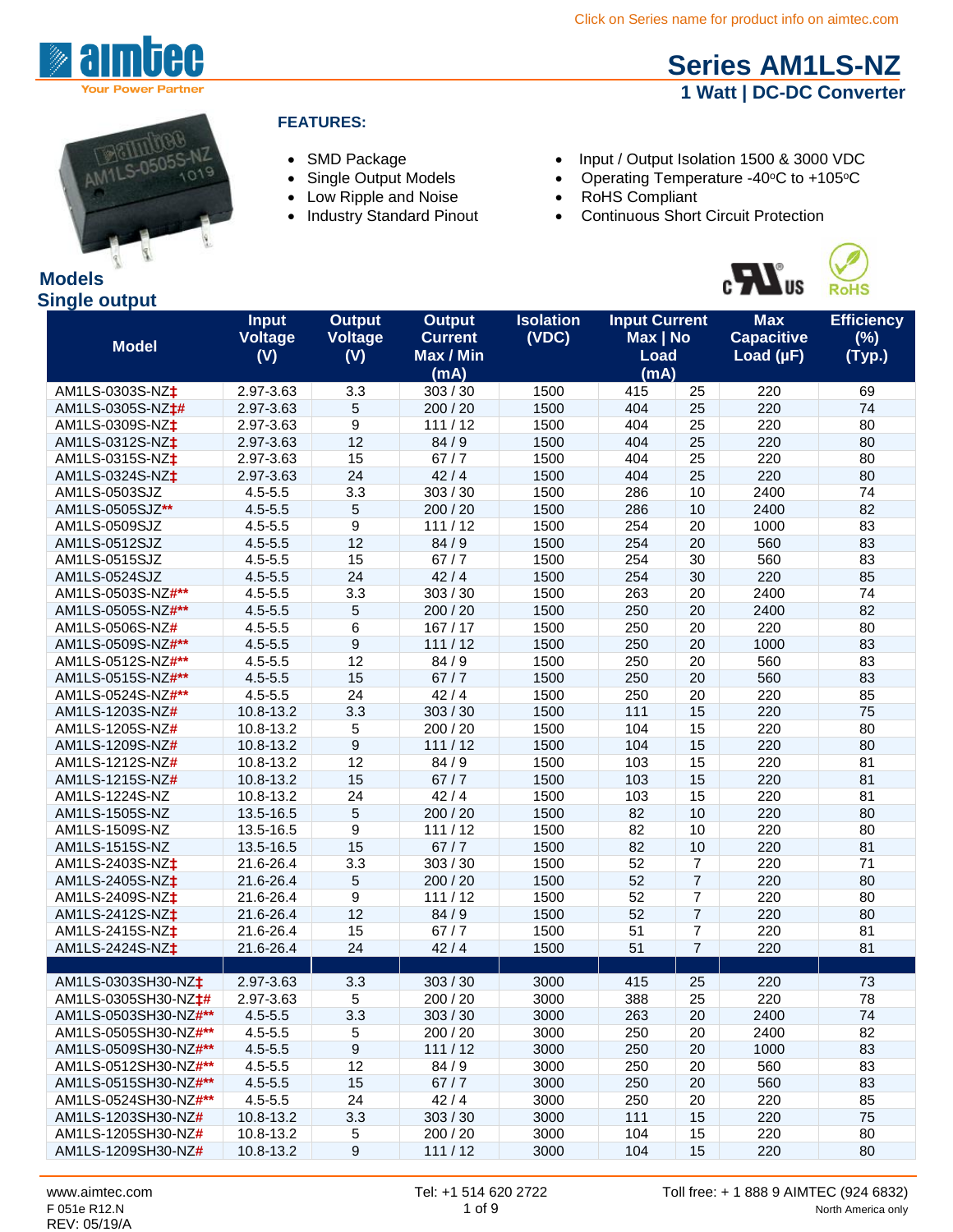Click on Series name for product info on aimtec.com

# Series AM1LS-NZ

## 1 Watt | DC-DC Converter

### FEATURES:

- SMD Package
- Single Output Models
- Low Ripple and Noise
- Industry Standard Pinout
- Input / Output Isolation 1500 & 3000 VDC
- Operating Temperature -40°C to +105°C
- RoHS Compliant
- Continuous Short Circuit Protection

## Models
## Single output

| Model | Input Voltage (V) | Output Voltage (V) | Output Current Max / Min (mA) | Isolation (VDC) | Input Current Max \| No Load (mA) | | Max Capacitive Load (µF) | Efficiency (%) (Typ.) |
|---|---|---|---|---|---|---|---|---|
| AM1LS-0303S-NZ‡ | 2.97-3.63 | 3.3 | 303 / 30 | 1500 | 415 | 25 | 220 | 69 |
| AM1LS-0305S-NZ‡# | 2.97-3.63 | 5 | 200 / 20 | 1500 | 404 | 25 | 220 | 74 |
| AM1LS-0309S-NZ‡ | 2.97-3.63 | 9 | 111 / 12 | 1500 | 404 | 25 | 220 | 80 |
| AM1LS-0312S-NZ‡ | 2.97-3.63 | 12 | 84 / 9 | 1500 | 404 | 25 | 220 | 80 |
| AM1LS-0315S-NZ‡ | 2.97-3.63 | 15 | 67 / 7 | 1500 | 404 | 25 | 220 | 80 |
| AM1LS-0324S-NZ‡ | 2.97-3.63 | 24 | 42 / 4 | 1500 | 404 | 25 | 220 | 80 |
| AM1LS-0503SJZ | 4.5-5.5 | 3.3 | 303 / 30 | 1500 | 286 | 10 | 2400 | 74 |
| AM1LS-0505SJZ** | 4.5-5.5 | 5 | 200 / 20 | 1500 | 286 | 10 | 2400 | 82 |
| AM1LS-0509SJZ | 4.5-5.5 | 9 | 111 / 12 | 1500 | 254 | 20 | 1000 | 83 |
| AM1LS-0512SJZ | 4.5-5.5 | 12 | 84 / 9 | 1500 | 254 | 20 | 560 | 83 |
| AM1LS-0515SJZ | 4.5-5.5 | 15 | 67 / 7 | 1500 | 254 | 30 | 560 | 83 |
| AM1LS-0524SJZ | 4.5-5.5 | 24 | 42 / 4 | 1500 | 254 | 30 | 220 | 85 |
| AM1LS-0503S-NZ#** | 4.5-5.5 | 3.3 | 303 / 30 | 1500 | 263 | 20 | 2400 | 74 |
| AM1LS-0505S-NZ#** | 4.5-5.5 | 5 | 200 / 20 | 1500 | 250 | 20 | 2400 | 82 |
| AM1LS-0506S-NZ# | 4.5-5.5 | 6 | 167 / 17 | 1500 | 250 | 20 | 220 | 80 |
| AM1LS-0509S-NZ#** | 4.5-5.5 | 9 | 111 / 12 | 1500 | 250 | 20 | 1000 | 83 |
| AM1LS-0512S-NZ#** | 4.5-5.5 | 12 | 84 / 9 | 1500 | 250 | 20 | 560 | 83 |
| AM1LS-0515S-NZ#** | 4.5-5.5 | 15 | 67 / 7 | 1500 | 250 | 20 | 560 | 83 |
| AM1LS-0524S-NZ#** | 4.5-5.5 | 24 | 42 / 4 | 1500 | 250 | 20 | 220 | 85 |
| AM1LS-1203S-NZ# | 10.8-13.2 | 3.3 | 303 / 30 | 1500 | 111 | 15 | 220 | 75 |
| AM1LS-1205S-NZ# | 10.8-13.2 | 5 | 200 / 20 | 1500 | 104 | 15 | 220 | 80 |
| AM1LS-1209S-NZ# | 10.8-13.2 | 9 | 111 / 12 | 1500 | 104 | 15 | 220 | 80 |
| AM1LS-1212S-NZ# | 10.8-13.2 | 12 | 84 / 9 | 1500 | 103 | 15 | 220 | 81 |
| AM1LS-1215S-NZ# | 10.8-13.2 | 15 | 67 / 7 | 1500 | 103 | 15 | 220 | 81 |
| AM1LS-1224S-NZ | 10.8-13.2 | 24 | 42 / 4 | 1500 | 103 | 15 | 220 | 81 |
| AM1LS-1505S-NZ | 13.5-16.5 | 5 | 200 / 20 | 1500 | 82 | 10 | 220 | 80 |
| AM1LS-1509S-NZ | 13.5-16.5 | 9 | 111 / 12 | 1500 | 82 | 10 | 220 | 80 |
| AM1LS-1515S-NZ | 13.5-16.5 | 15 | 67 / 7 | 1500 | 82 | 10 | 220 | 81 |
| AM1LS-2403S-NZ‡ | 21.6-26.4 | 3.3 | 303 / 30 | 1500 | 52 | 7 | 220 | 71 |
| AM1LS-2405S-NZ‡ | 21.6-26.4 | 5 | 200 / 20 | 1500 | 52 | 7 | 220 | 80 |
| AM1LS-2409S-NZ‡ | 21.6-26.4 | 9 | 111 / 12 | 1500 | 52 | 7 | 220 | 80 |
| AM1LS-2412S-NZ‡ | 21.6-26.4 | 12 | 84 / 9 | 1500 | 52 | 7 | 220 | 80 |
| AM1LS-2415S-NZ‡ | 21.6-26.4 | 15 | 67 / 7 | 1500 | 51 | 7 | 220 | 81 |
| AM1LS-2424S-NZ‡ | 21.6-26.4 | 24 | 42 / 4 | 1500 | 51 | 7 | 220 | 81 |
| | | | | | | | | |
| AM1LS-0303SH30-NZ‡ | 2.97-3.63 | 3.3 | 303 / 30 | 3000 | 415 | 25 | 220 | 73 |
| AM1LS-0305SH30-NZ‡# | 2.97-3.63 | 5 | 200 / 20 | 3000 | 388 | 25 | 220 | 78 |
| AM1LS-0503SH30-NZ#** | 4.5-5.5 | 3.3 | 303 / 30 | 3000 | 263 | 20 | 2400 | 74 |
| AM1LS-0505SH30-NZ#** | 4.5-5.5 | 5 | 200 / 20 | 3000 | 250 | 20 | 2400 | 82 |
| AM1LS-0509SH30-NZ#** | 4.5-5.5 | 9 | 111 / 12 | 3000 | 250 | 20 | 1000 | 83 |
| AM1LS-0512SH30-NZ#** | 4.5-5.5 | 12 | 84 / 9 | 3000 | 250 | 20 | 560 | 83 |
| AM1LS-0515SH30-NZ#** | 4.5-5.5 | 15 | 67 / 7 | 3000 | 250 | 20 | 560 | 83 |
| AM1LS-0524SH30-NZ#** | 4.5-5.5 | 24 | 42 / 4 | 3000 | 250 | 20 | 220 | 85 |
| AM1LS-1203SH30-NZ# | 10.8-13.2 | 3.3 | 303 / 30 | 3000 | 111 | 15 | 220 | 75 |
| AM1LS-1205SH30-NZ# | 10.8-13.2 | 5 | 200 / 20 | 3000 | 104 | 15 | 220 | 80 |
| AM1LS-1209SH30-NZ# | 10.8-13.2 | 9 | 111 / 12 | 3000 | 104 | 15 | 220 | 80 |

www.aimtec.com | Tel: +1 514 620 2722 | Toll free: + 1 888 9 AIMTEC (924 6832) North America only

F 051e R12.N
REV: 05/19/A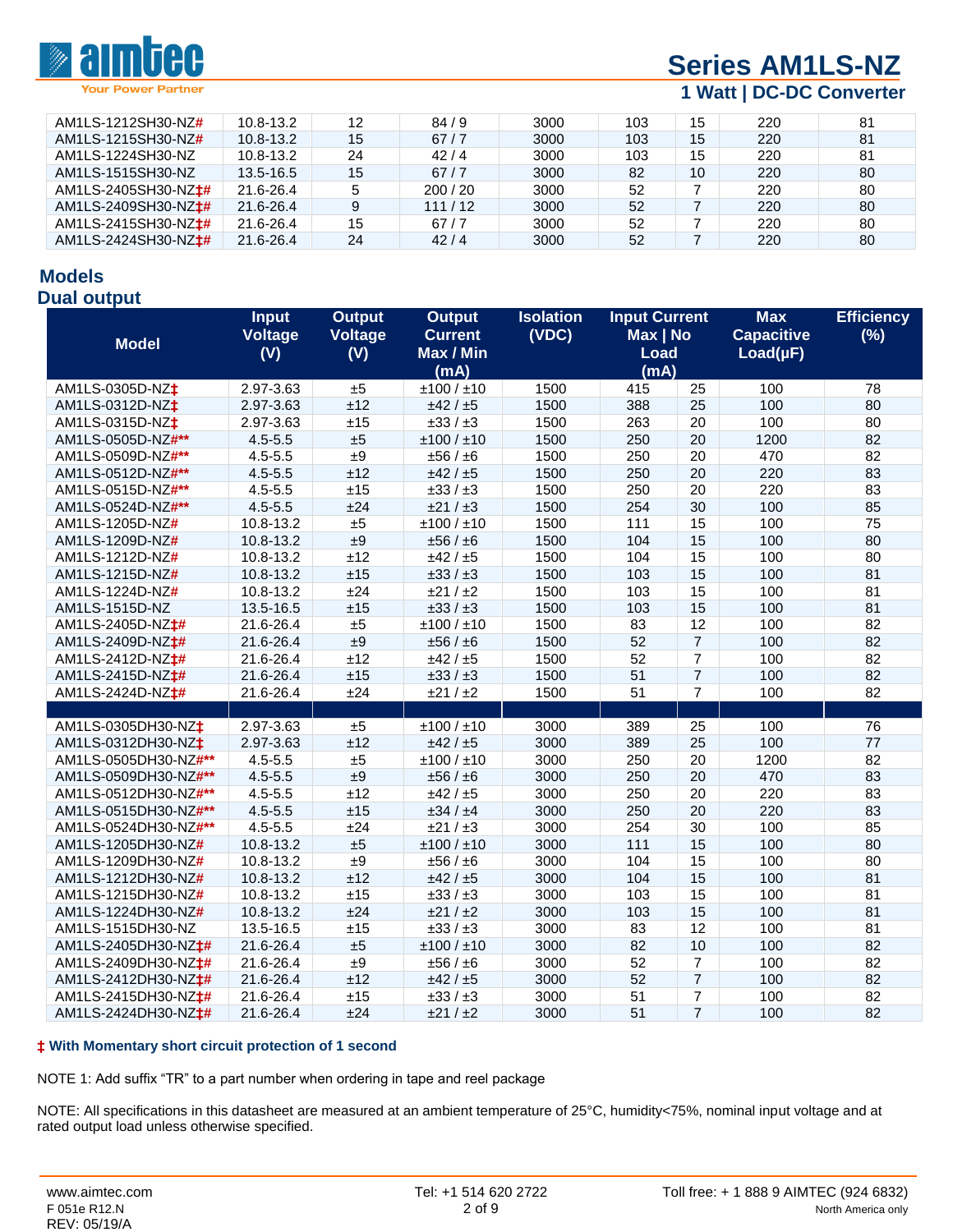| AM1LS-1212SH30-NZ# | 10.8-13.2 | 12 | 84 / 9 | 3000 | 103 | 15 | 220 | 81 |
|---|---|---|---|---|---|---|---|---|
| AM1LS-1215SH30-NZ# | 10.8-13.2 | 15 | 67 / 7 | 3000 | 103 | 15 | 220 | 81 |
| AM1LS-1224SH30-NZ | 10.8-13.2 | 24 | 42 / 4 | 3000 | 103 | 15 | 220 | 81 |
| AM1LS-1515SH30-NZ | 13.5-16.5 | 15 | 67 / 7 | 3000 | 82 | 10 | 220 | 80 |
| AM1LS-2405SH30-NZ‡# | 21.6-26.4 | 5 | 200 / 20 | 3000 | 52 | 7 | 220 | 80 |
| AM1LS-2409SH30-NZ‡# | 21.6-26.4 | 9 | 111 / 12 | 3000 | 52 | 7 | 220 | 80 |
| AM1LS-2415SH30-NZ‡# | 21.6-26.4 | 15 | 67 / 7 | 3000 | 52 | 7 | 220 | 80 |
| AM1LS-2424SH30-NZ‡# | 21.6-26.4 | 24 | 42 / 4 | 3000 | 52 | 7 | 220 | 80 |

## Models

### Dual output

| Model | Input Voltage (V) | Output Voltage (V) | Output Current Max / Min (mA) | Isolation (VDC) | Input Current Max \| No Load (mA) | | Max Capacitive Load(µF) | Efficiency (%) |
|---|---|---|---|---|---|---|---|---|
| AM1LS-0305D-NZ‡ | 2.97-3.63 | ±5 | ±100 / ±10 | 1500 | 415 | 25 | 100 | 78 |
| AM1LS-0312D-NZ‡ | 2.97-3.63 | ±12 | ±42 / ±5 | 1500 | 388 | 25 | 100 | 80 |
| AM1LS-0315D-NZ‡ | 2.97-3.63 | ±15 | ±33 / ±3 | 1500 | 263 | 20 | 100 | 80 |
| AM1LS-0505D-NZ#** | 4.5-5.5 | ±5 | ±100 / ±10 | 1500 | 250 | 20 | 1200 | 82 |
| AM1LS-0509D-NZ#** | 4.5-5.5 | ±9 | ±56 / ±6 | 1500 | 250 | 20 | 470 | 82 |
| AM1LS-0512D-NZ#** | 4.5-5.5 | ±12 | ±42 / ±5 | 1500 | 250 | 20 | 220 | 83 |
| AM1LS-0515D-NZ#** | 4.5-5.5 | ±15 | ±33 / ±3 | 1500 | 250 | 20 | 220 | 83 |
| AM1LS-0524D-NZ#** | 4.5-5.5 | ±24 | ±21 / ±3 | 1500 | 254 | 30 | 100 | 85 |
| AM1LS-1205D-NZ# | 10.8-13.2 | ±5 | ±100 / ±10 | 1500 | 111 | 15 | 100 | 75 |
| AM1LS-1209D-NZ# | 10.8-13.2 | ±9 | ±56 / ±6 | 1500 | 104 | 15 | 100 | 80 |
| AM1LS-1212D-NZ# | 10.8-13.2 | ±12 | ±42 / ±5 | 1500 | 104 | 15 | 100 | 80 |
| AM1LS-1215D-NZ# | 10.8-13.2 | ±15 | ±33 / ±3 | 1500 | 103 | 15 | 100 | 81 |
| AM1LS-1224D-NZ# | 10.8-13.2 | ±24 | ±21 / ±2 | 1500 | 103 | 15 | 100 | 81 |
| AM1LS-1515D-NZ | 13.5-16.5 | ±15 | ±33 / ±3 | 1500 | 103 | 15 | 100 | 81 |
| AM1LS-2405D-NZ‡# | 21.6-26.4 | ±5 | ±100 / ±10 | 1500 | 83 | 12 | 100 | 82 |
| AM1LS-2409D-NZ‡# | 21.6-26.4 | ±9 | ±56 / ±6 | 1500 | 52 | 7 | 100 | 82 |
| AM1LS-2412D-NZ‡# | 21.6-26.4 | ±12 | ±42 / ±5 | 1500 | 52 | 7 | 100 | 82 |
| AM1LS-2415D-NZ‡# | 21.6-26.4 | ±15 | ±33 / ±3 | 1500 | 51 | 7 | 100 | 82 |
| AM1LS-2424D-NZ‡# | 21.6-26.4 | ±24 | ±21 / ±2 | 1500 | 51 | 7 | 100 | 82 |
| | | | | | | | | |
| AM1LS-0305DH30-NZ‡ | 2.97-3.63 | ±5 | ±100 / ±10 | 3000 | 389 | 25 | 100 | 76 |
| AM1LS-0312DH30-NZ‡ | 2.97-3.63 | ±12 | ±42 / ±5 | 3000 | 389 | 25 | 100 | 77 |
| AM1LS-0505DH30-NZ#** | 4.5-5.5 | ±5 | ±100 / ±10 | 3000 | 250 | 20 | 1200 | 82 |
| AM1LS-0509DH30-NZ#** | 4.5-5.5 | ±9 | ±56 / ±6 | 3000 | 250 | 20 | 470 | 83 |
| AM1LS-0512DH30-NZ#** | 4.5-5.5 | ±12 | ±42 / ±5 | 3000 | 250 | 20 | 220 | 83 |
| AM1LS-0515DH30-NZ#** | 4.5-5.5 | ±15 | ±34 / ±4 | 3000 | 250 | 20 | 220 | 83 |
| AM1LS-0524DH30-NZ#** | 4.5-5.5 | ±24 | ±21 / ±3 | 3000 | 254 | 30 | 100 | 85 |
| AM1LS-1205DH30-NZ# | 10.8-13.2 | ±5 | ±100 / ±10 | 3000 | 111 | 15 | 100 | 80 |
| AM1LS-1209DH30-NZ# | 10.8-13.2 | ±9 | ±56 / ±6 | 3000 | 104 | 15 | 100 | 80 |
| AM1LS-1212DH30-NZ# | 10.8-13.2 | ±12 | ±42 / ±5 | 3000 | 104 | 15 | 100 | 81 |
| AM1LS-1215DH30-NZ# | 10.8-13.2 | ±15 | ±33 / ±3 | 3000 | 103 | 15 | 100 | 81 |
| AM1LS-1224DH30-NZ# | 10.8-13.2 | ±24 | ±21 / ±2 | 3000 | 103 | 15 | 100 | 81 |
| AM1LS-1515DH30-NZ | 13.5-16.5 | ±15 | ±33 / ±3 | 3000 | 83 | 12 | 100 | 81 |
| AM1LS-2405DH30-NZ‡# | 21.6-26.4 | ±5 | ±100 / ±10 | 3000 | 82 | 10 | 100 | 82 |
| AM1LS-2409DH30-NZ‡# | 21.6-26.4 | ±9 | ±56 / ±6 | 3000 | 52 | 7 | 100 | 82 |
| AM1LS-2412DH30-NZ‡# | 21.6-26.4 | ±12 | ±42 / ±5 | 3000 | 52 | 7 | 100 | 82 |
| AM1LS-2415DH30-NZ‡# | 21.6-26.4 | ±15 | ±33 / ±3 | 3000 | 51 | 7 | 100 | 82 |
| AM1LS-2424DH30-NZ‡# | 21.6-26.4 | ±24 | ±21 / ±2 | 3000 | 51 | 7 | 100 | 82 |

**‡ With Momentary short circuit protection of 1 second**

NOTE 1: Add suffix "TR" to a part number when ordering in tape and reel package

NOTE: All specifications in this datasheet are measured at an ambient temperature of 25°C, humidity<75%, nominal input voltage and at rated output load unless otherwise specified.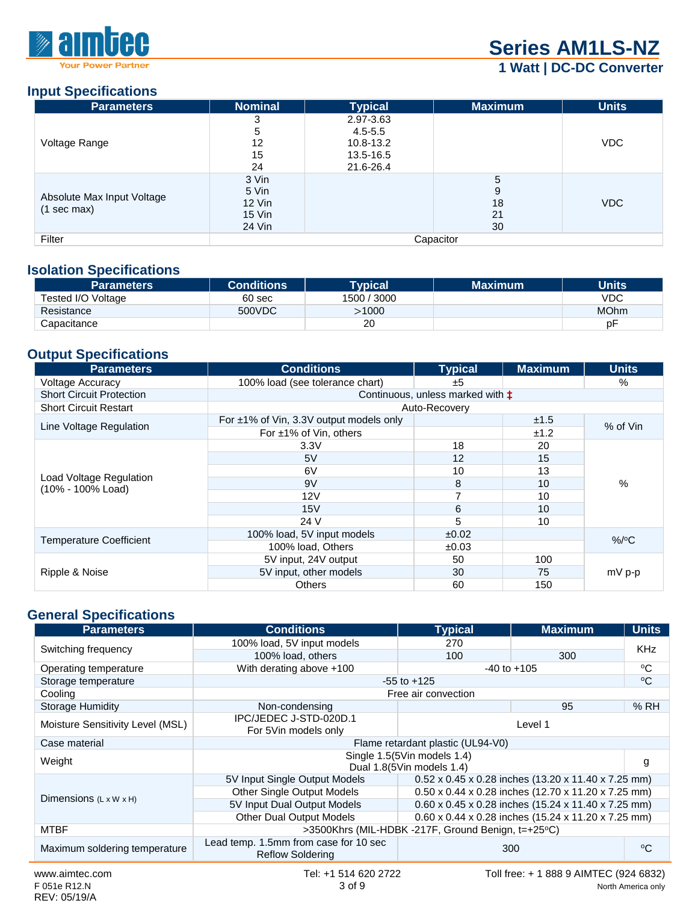## Input Specifications

| Parameters | Nominal | Typical | Maximum | Units |
|---|---|---|---|---|
| Voltage Range | 3<br>5<br>12<br>15<br>24 | 2.97-3.63<br>4.5-5.5<br>10.8-13.2<br>13.5-16.5<br>21.6-26.4 | | VDC |
| Absolute Max Input Voltage<br>(1 sec max) | 3 Vin<br>5 Vin<br>12 Vin<br>15 Vin<br>24 Vin | | 5<br>9<br>18<br>21<br>30 | VDC |
| Filter | Capacitor | | | |

## Isolation Specifications

| Parameters | Conditions | Typical | Maximum | Units |
|---|---|---|---|---|
| Tested I/O Voltage | 60 sec | 1500 / 3000 | | VDC |
| Resistance | 500VDC | >1000 | | MOhm |
| Capacitance | | 20 | | pF |

## Output Specifications

| Parameters | Conditions | Typical | Maximum | Units |
|---|---|---|---|---|
| Voltage Accuracy | 100% load (see tolerance chart) | ±5 | | % |
| Short Circuit Protection | Continuous, unless marked with ‡ | | | |
| Short Circuit Restart | Auto-Recovery | | | |
| Line Voltage Regulation | For ±1% of Vin, 3.3V output models only | | ±1.5 | % of Vin |
| | For ±1% of Vin, others | | ±1.2 | |
| Load Voltage Regulation<br>(10% - 100% Load) | 3.3V | 18 | 20 | % |
| | 5V | 12 | 15 | |
| | 6V | 10 | 13 | |
| | 9V | 8 | 10 | |
| | 12V | 7 | 10 | |
| | 15V | 6 | 10 | |
| | 24 V | 5 | 10 | |
| Temperature Coefficient | 100% load, 5V input models | ±0.02 | | %/ºC |
| | 100% load, Others | ±0.03 | | |
| Ripple & Noise | 5V input, 24V output | 50 | 100 | mV p-p |
| | 5V input, other models | 30 | 75 | |
| | Others | 60 | 150 | |

## General Specifications

| Parameters | Conditions | Typical | Maximum | Units |
|---|---|---|---|---|
| Switching frequency | 100% load, 5V input models | 270 | | KHz |
| | 100% load, others | 100 | 300 | |
| Operating temperature | With derating above +100 | -40 to +105 | | ºC |
| Storage temperature | -55 to +125 | | | ºC |
| Cooling | Free air convection | | | |
| Storage Humidity | Non-condensing | | 95 | % RH |
| Moisture Sensitivity Level (MSL) | IPC/JEDEC J-STD-020D.1<br>For 5Vin models only | Level 1 | | |
| Case material | Flame retardant plastic (UL94-V0) | | | |
| Weight | Single 1.5(5Vin models 1.4)<br>Dual 1.8(5Vin models 1.4) | | | g |
| Dimensions (L x W x H) | 5V Input Single Output Models | 0.52 x 0.45 x 0.28 inches (13.20 x 11.40 x 7.25 mm) | | |
| | Other Single Output Models | 0.50 x 0.44 x 0.28 inches (12.70 x 11.20 x 7.25 mm) | | |
| | 5V Input Dual Output Models | 0.60 x 0.45 x 0.28 inches (15.24 x 11.40 x 7.25 mm) | | |
| | Other Dual Output Models | 0.60 x 0.44 x 0.28 inches (15.24 x 11.20 x 7.25 mm) | | |
| MTBF | >3500Khrs (MIL-HDBK -217F, Ground Benign, t=+25ºC) | | | |
| Maximum soldering temperature | Lead temp. 1.5mm from case for 10 sec<br>Reflow Soldering | 300 | | ºC |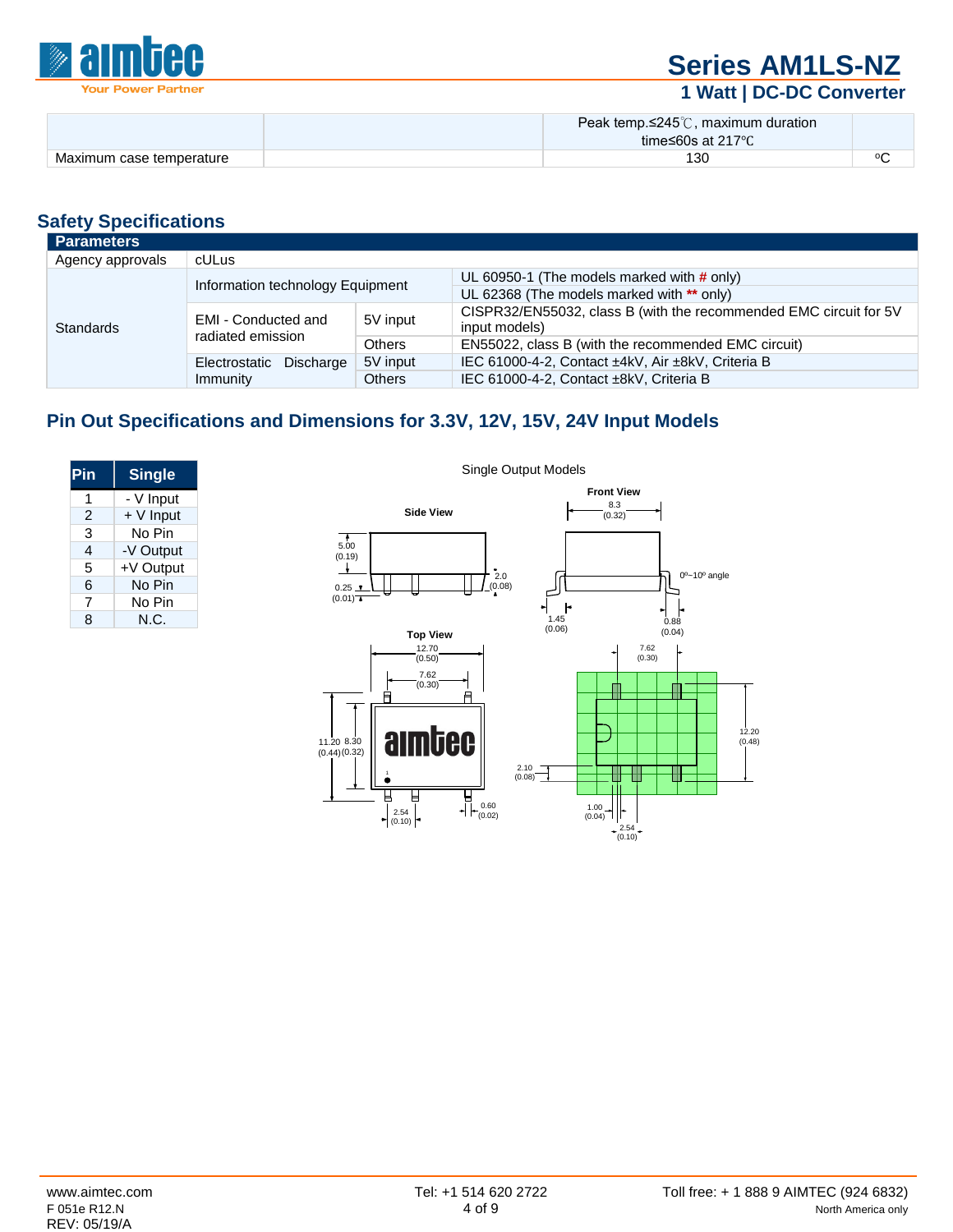| | | Peak temp.≤245℃, maximum duration time≤60s at 217℃ | |
|---|---|---|---|
| Maximum case temperature | | 130 | ºC |

## Safety Specifications

| Parameters | | | |
|---|---|---|---|
| Agency approvals | cULus | | |
| Standards | Information technology Equipment | | UL 60950-1 (The models marked with # only) |
| | | | UL 62368 (The models marked with ** only) |
| | EMI - Conducted and radiated emission | 5V input | CISPR32/EN55032, class B (with the recommended EMC circuit for 5V input models) |
| | | Others | EN55022, class B (with the recommended EMC circuit) |
| | Electrostatic Discharge Immunity | 5V input | IEC 61000-4-2, Contact ±4kV, Air ±8kV, Criteria B |
| | | Others | IEC 61000-4-2, Contact ±8kV, Criteria B |

## Pin Out Specifications and Dimensions for 3.3V, 12V, 15V, 24V Input Models

| Pin | Single |
|---|---|
| 1 | - V Input |
| 2 | + V Input |
| 3 | No Pin |
| 4 | -V Output |
| 5 | +V Output |
| 6 | No Pin |
| 7 | No Pin |
| 8 | N.C. |

Single Output Models

Side View: 5.00 (0.19); 0.25 (0.01); 2.0 (0.08)

Front View: 8.3 (0.32); 0º~10º angle; 1.45 (0.06); 0.88 (0.04)

Top View: 12.70 (0.50); 7.62 (0.30); 11.20 (0.44); 8.30 (0.32); 2.54 (0.10); 0.60 (0.02)

7.62 (0.30); 12.20 (0.48); 2.10 (0.08); 1.00 (0.04); 2.54 (0.10)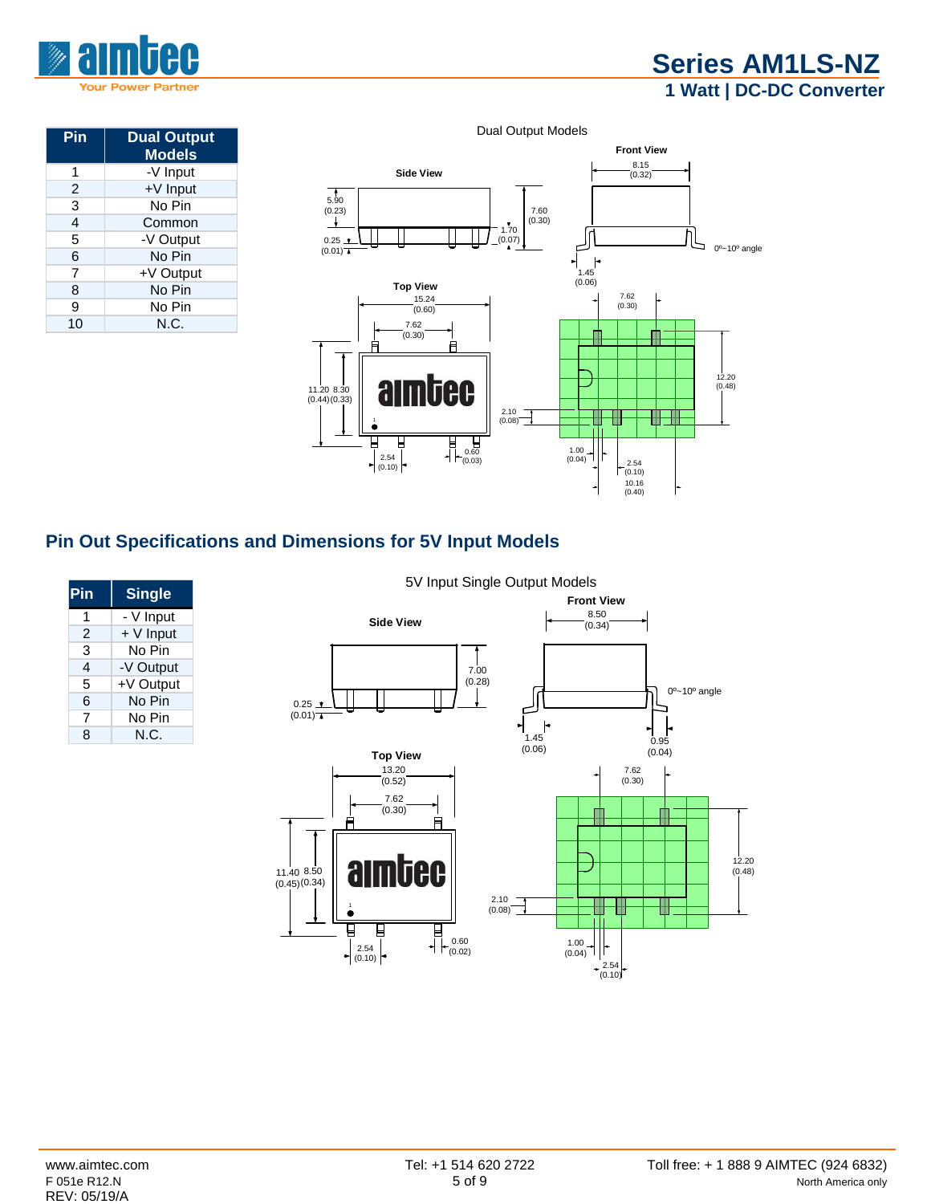| Pin | Dual Output Models |
|---|---|
| 1 | -V Input |
| 2 | +V Input |
| 3 | No Pin |
| 4 | Common |
| 5 | -V Output |
| 6 | No Pin |
| 7 | +V Output |
| 8 | No Pin |
| 9 | No Pin |
| 10 | N.C. |

Dual Output Models

Front View: 8.15 (0.32); 0º~10º angle; 1.45 (0.06)

Side View: 5.90 (0.23); 7.60 (0.30); 1.70 (0.07); 0.25 (0.01)

Top View: 15.24 (0.60); 7.62 (0.30); 11.20 (0.44); 8.30 (0.33); 2.54 (0.10); 0.60 (0.03)

7.62 (0.30); 12.20 (0.48); 2.10 (0.08); 1.00 (0.04); 2.54 (0.10); 10.16 (0.40)

## Pin Out Specifications and Dimensions for 5V Input Models

| Pin | Single |
|---|---|
| 1 | - V Input |
| 2 | + V Input |
| 3 | No Pin |
| 4 | -V Output |
| 5 | +V Output |
| 6 | No Pin |
| 7 | No Pin |
| 8 | N.C. |

5V Input Single Output Models

Front View: 8.50 (0.34); 0º~10º angle; 1.45 (0.06); 0.95 (0.04)

Side View: 7.00 (0.28); 0.25 (0.01)

Top View: 13.20 (0.52); 7.62 (0.30); 11.40 (0.45); 8.50 (0.34); 2.54 (0.10); 0.60 (0.02)

7.62 (0.30); 12.20 (0.48); 2.10 (0.08); 1.00 (0.04); 2.54 (0.10)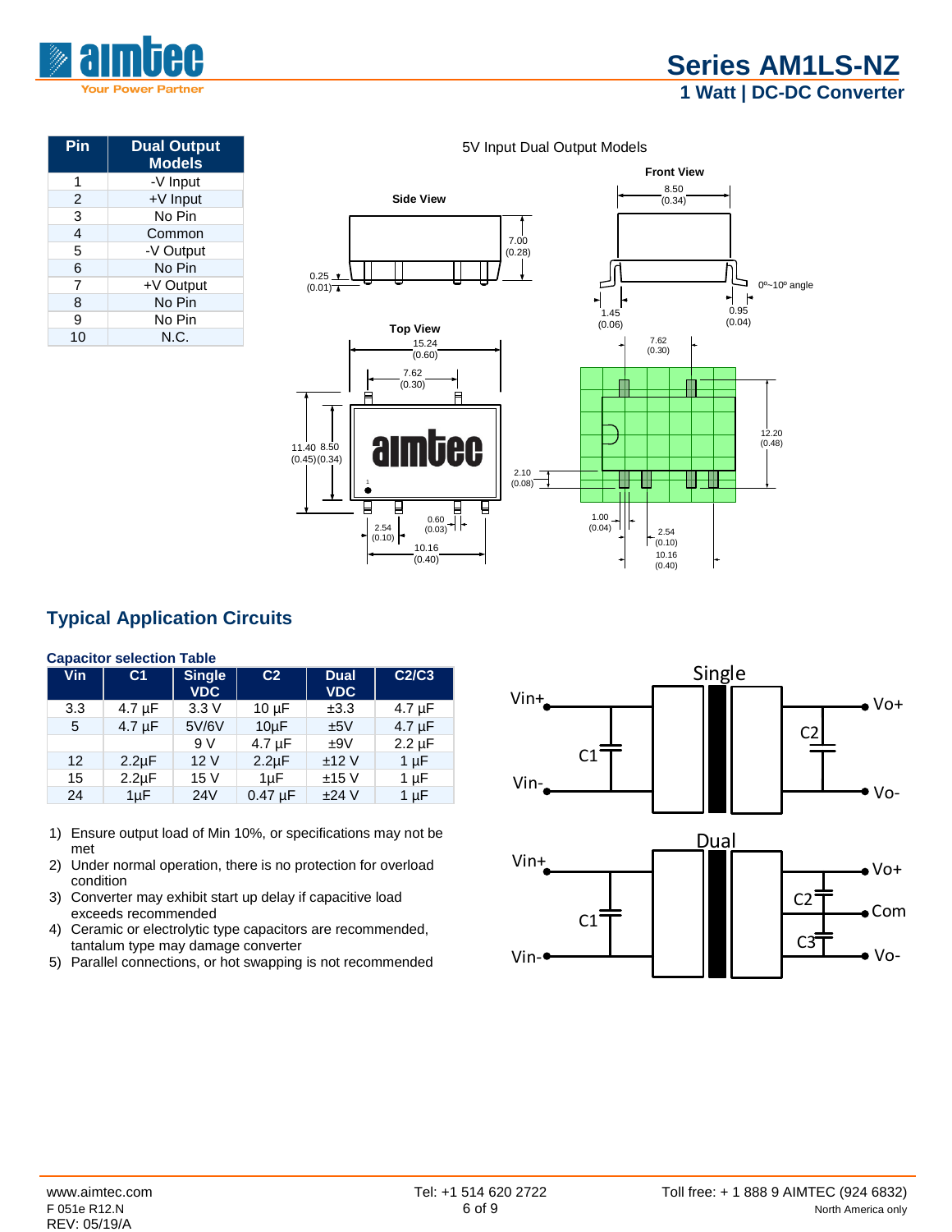| Pin | Dual Output Models |
|---|---|
| 1 | -V Input |
| 2 | +V Input |
| 3 | No Pin |
| 4 | Common |
| 5 | -V Output |
| 6 | No Pin |
| 7 | +V Output |
| 8 | No Pin |
| 9 | No Pin |
| 10 | N.C. |

5V Input Dual Output Models

## Typical Application Circuits

**Capacitor selection Table**

| Vin | C1 | Single VDC | C2 | Dual VDC | C2/C3 |
|---|---|---|---|---|---|
| 3.3 | 4.7 µF | 3.3 V | 10 µF | ±3.3 | 4.7 µF |
| 5 | 4.7 µF | 5V/6V | 10µF | ±5V | 4.7 µF |
| | | 9 V | 4.7 µF | ±9V | 2.2 µF |
| 12 | 2.2µF | 12 V | 2.2µF | ±12 V | 1 µF |
| 15 | 2.2µF | 15 V | 1µF | ±15 V | 1 µF |
| 24 | 1µF | 24V | 0.47 µF | ±24 V | 1 µF |

1) Ensure output load of Min 10%, or specifications may not be met
2) Under normal operation, there is no protection for overload condition
3) Converter may exhibit start up delay if capacitive load exceeds recommended
4) Ceramic or electrolytic type capacitors are recommended, tantalum type may damage converter
5) Parallel connections, or hot swapping is not recommended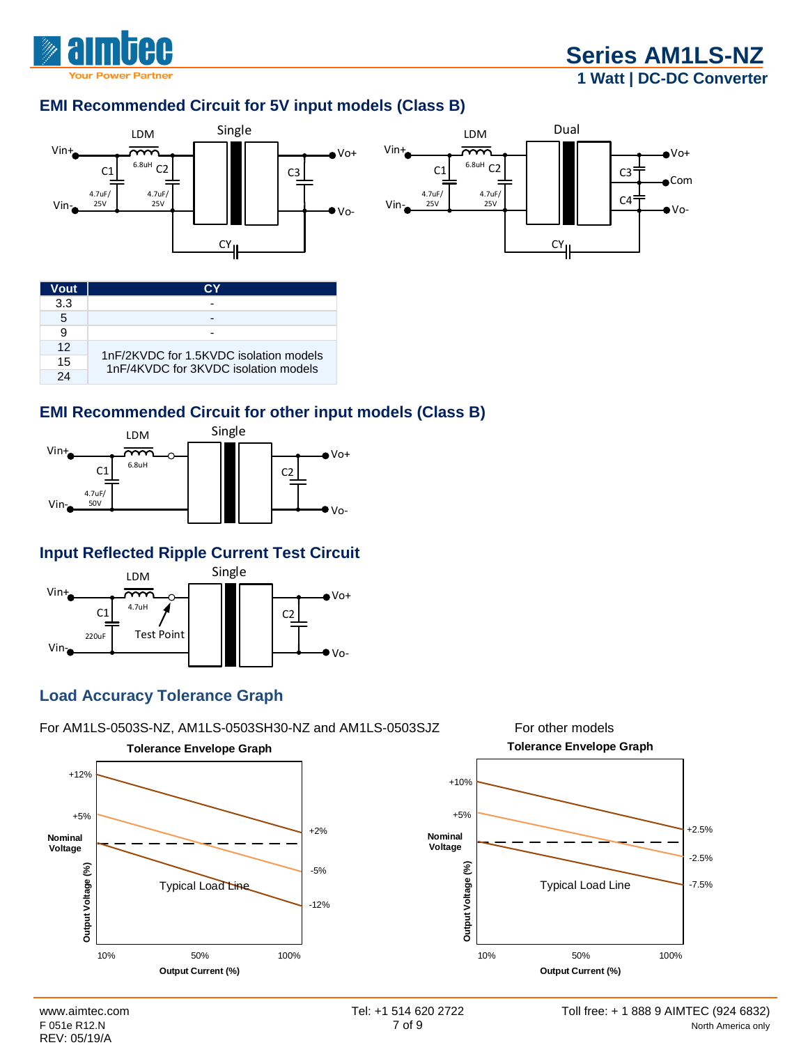## EMI Recommended Circuit for 5V input models (Class B)

| Vout | CY |
|---|---|
| 3.3 | - |
| 5 | - |
| 9 | - |
| 12 | 1nF/2KVDC for 1.5KVDC isolation models<br>1nF/4KVDC for 3KVDC isolation models |
| 15 | |
| 24 | |

## EMI Recommended Circuit for other input models (Class B)

## Input Reflected Ripple Current Test Circuit

## Load Accuracy Tolerance Graph

For AM1LS-0503S-NZ, AM1LS-0503SH30-NZ and AM1LS-0503SJZ

For other models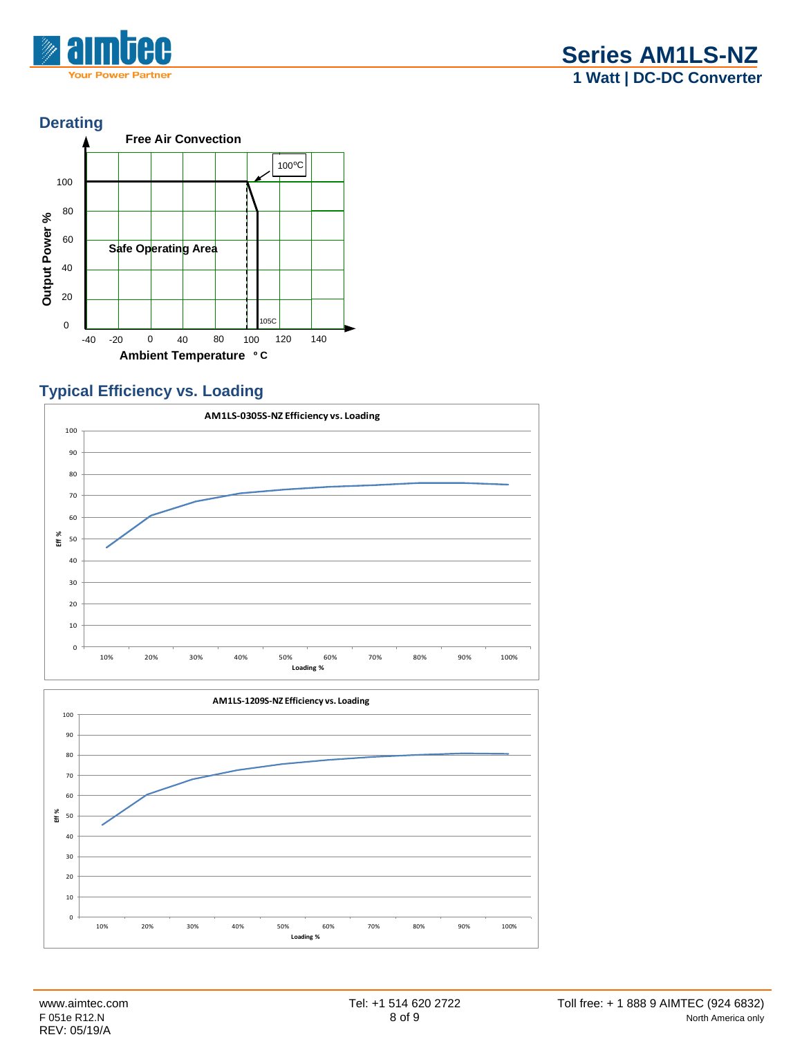## Derating

**Free Air Convection**

100ºC

Safe Operating Area

105C

Output Power %

Ambient Temperature °C

## Typical Efficiency vs. Loading

**AM1LS-0305S-NZ Efficiency vs. Loading**

Eff %

Loading %

**AM1LS-1209S-NZ Efficiency vs. Loading**

Eff %

Loading %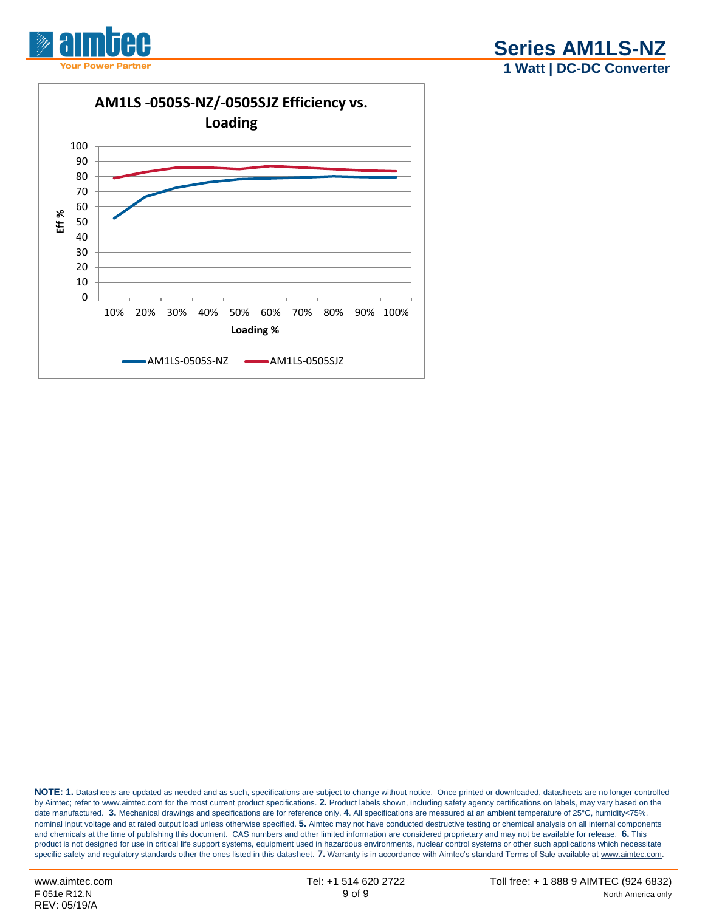**AM1LS -0505S-NZ/-0505SJZ Efficiency vs. Loading**

Eff %

100
90
80
70
60
50
40
30
20
10
0

10% 20% 30% 40% 50% 60% 70% 80% 90% 100%

Loading %

AM1LS-0505S-NZ
AM1LS-0505SJZ

**NOTE: 1.** Datasheets are updated as needed and as such, specifications are subject to change without notice. Once printed or downloaded, datasheets are no longer controlled by Aimtec; refer to www.aimtec.com for the most current product specifications. **2.** Product labels shown, including safety agency certifications on labels, may vary based on the date manufactured. **3.** Mechanical drawings and specifications are for reference only. **4**. All specifications are measured at an ambient temperature of 25°C, humidity<75%, nominal input voltage and at rated output load unless otherwise specified. **5.** Aimtec may not have conducted destructive testing or chemical analysis on all internal components and chemicals at the time of publishing this document. CAS numbers and other limited information are considered proprietary and may not be available for release. **6.** This product is not designed for use in critical life support systems, equipment used in hazardous environments, nuclear control systems or other such applications which necessitate specific safety and regulatory standards other the ones listed in this datasheet. **7.** Warranty is in accordance with Aimtec's standard Terms of Sale available at www.aimtec.com.